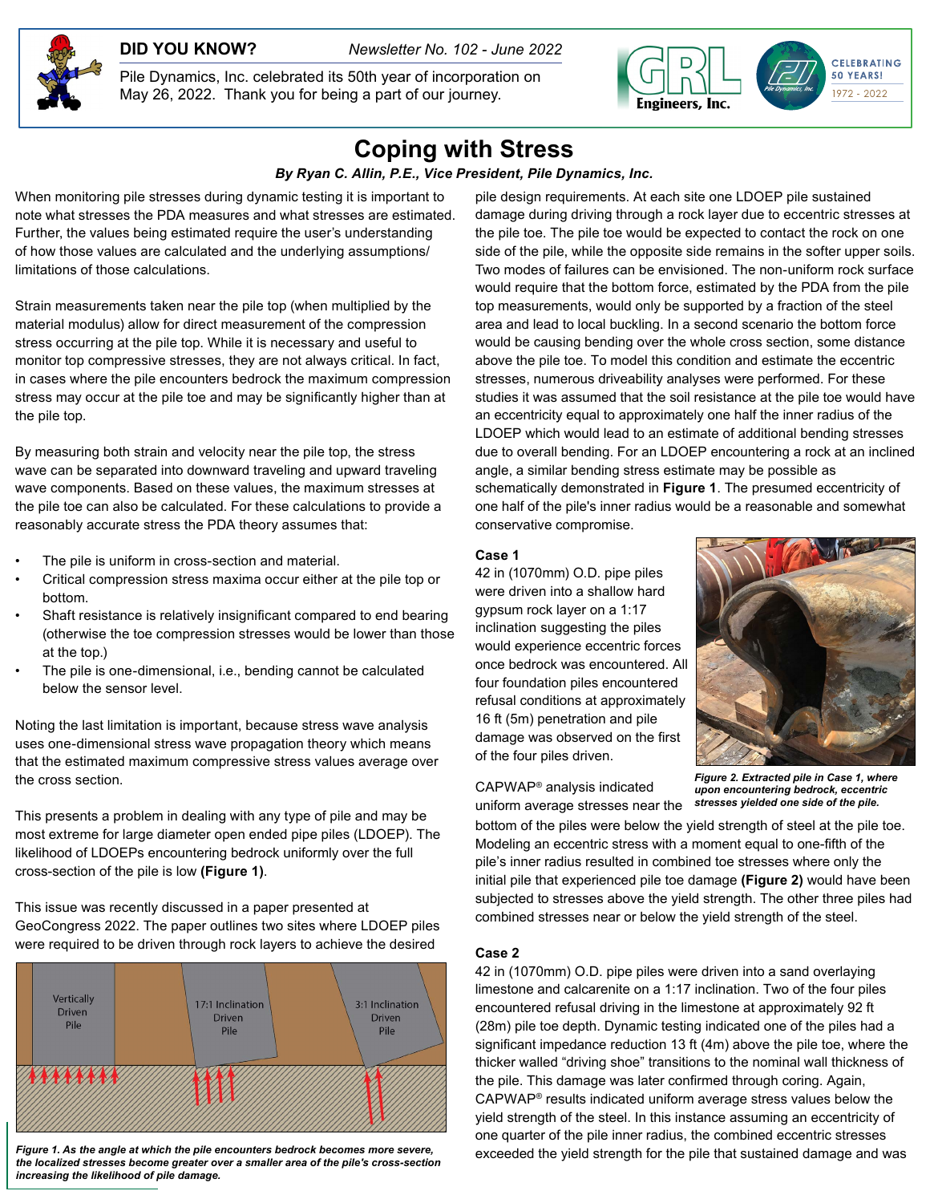**DID YOU KNOW?** *Newsletter No. 102 - June 2022*

Pile Dynamics, Inc. celebrated its 50th year of incorporation on May 26, 2022. Thank you for being a part of our journey.

# Coping with Stress

***By Ryan C. Allin, P.E., Vice President, Pile Dynamics, Inc.***

When monitoring pile stresses during dynamic testing it is important to note what stresses the PDA measures and what stresses are estimated. Further, the values being estimated require the user's understanding of how those values are calculated and the underlying assumptions/limitations of those calculations.

Strain measurements taken near the pile top (when multiplied by the material modulus) allow for direct measurement of the compression stress occurring at the pile top. While it is necessary and useful to monitor top compressive stresses, they are not always critical. In fact, in cases where the pile encounters bedrock the maximum compression stress may occur at the pile toe and may be significantly higher than at the pile top.

By measuring both strain and velocity near the pile top, the stress wave can be separated into downward traveling and upward traveling wave components. Based on these values, the maximum stresses at the pile toe can also be calculated. For these calculations to provide a reasonably accurate stress the PDA theory assumes that:

- The pile is uniform in cross-section and material.
- Critical compression stress maxima occur either at the pile top or bottom.
- Shaft resistance is relatively insignificant compared to end bearing (otherwise the toe compression stresses would be lower than those at the top.)
- The pile is one-dimensional, i.e., bending cannot be calculated below the sensor level.

Noting the last limitation is important, because stress wave analysis uses one-dimensional stress wave propagation theory which means that the estimated maximum compressive stress values average over the cross section.

This presents a problem in dealing with any type of pile and may be most extreme for large diameter open ended pipe piles (LDOEP). The likelihood of LDOEPs encountering bedrock uniformly over the full cross-section of the pile is low **(Figure 1)**.

This issue was recently discussed in a paper presented at GeoCongress 2022. The paper outlines two sites where LDOEP piles were required to be driven through rock layers to achieve the desired pile design requirements. At each site one LDOEP pile sustained damage during driving through a rock layer due to eccentric stresses at the pile toe. The pile toe would be expected to contact the rock on one side of the pile, while the opposite side remains in the softer upper soils. Two modes of failures can be envisioned. The non-uniform rock surface would require that the bottom force, estimated by the PDA from the pile top measurements, would only be supported by a fraction of the steel area and lead to local buckling. In a second scenario the bottom force would be causing bending over the whole cross section, some distance above the pile toe. To model this condition and estimate the eccentric stresses, numerous driveability analyses were performed. For these studies it was assumed that the soil resistance at the pile toe would have an eccentricity equal to approximately one half the inner radius of the LDOEP which would lead to an estimate of additional bending stresses due to overall bending. For an LDOEP encountering a rock at an inclined angle, a similar bending stress estimate may be possible as schematically demonstrated in **Figure 1**. The presumed eccentricity of one half of the pile's inner radius would be a reasonable and somewhat conservative compromise.

*Figure 1. As the angle at which the pile encounters bedrock becomes more severe, the localized stresses become greater over a smaller area of the pile's cross-section increasing the likelihood of pile damage.*

**Case 1**

42 in (1070mm) O.D. pipe piles were driven into a shallow hard gypsum rock layer on a 1:17 inclination suggesting the piles would experience eccentric forces once bedrock was encountered. All four foundation piles encountered refusal conditions at approximately 16 ft (5m) penetration and pile damage was observed on the first of the four piles driven.

CAPWAP® analysis indicated uniform average stresses near the bottom of the piles were below the yield strength of steel at the pile toe. Modeling an eccentric stress with a moment equal to one-fifth of the pile's inner radius resulted in combined toe stresses where only the initial pile that experienced pile toe damage **(Figure 2)** would have been subjected to stresses above the yield strength. The other three piles had combined stresses near or below the yield strength of the steel.

*Figure 2. Extracted pile in Case 1, where upon encountering bedrock, eccentric stresses yielded one side of the pile.*

**Case 2**

42 in (1070mm) O.D. pipe piles were driven into a sand overlaying limestone and calcarenite on a 1:17 inclination. Two of the four piles encountered refusal driving in the limestone at approximately 92 ft (28m) pile toe depth. Dynamic testing indicated one of the piles had a significant impedance reduction 13 ft (4m) above the pile toe, where the thicker walled "driving shoe" transitions to the nominal wall thickness of the pile. This damage was later confirmed through coring. Again, CAPWAP® results indicated uniform average stress values below the yield strength of the steel. In this instance assuming an eccentricity of one quarter of the pile inner radius, the combined eccentric stresses exceeded the yield strength for the pile that sustained damage and was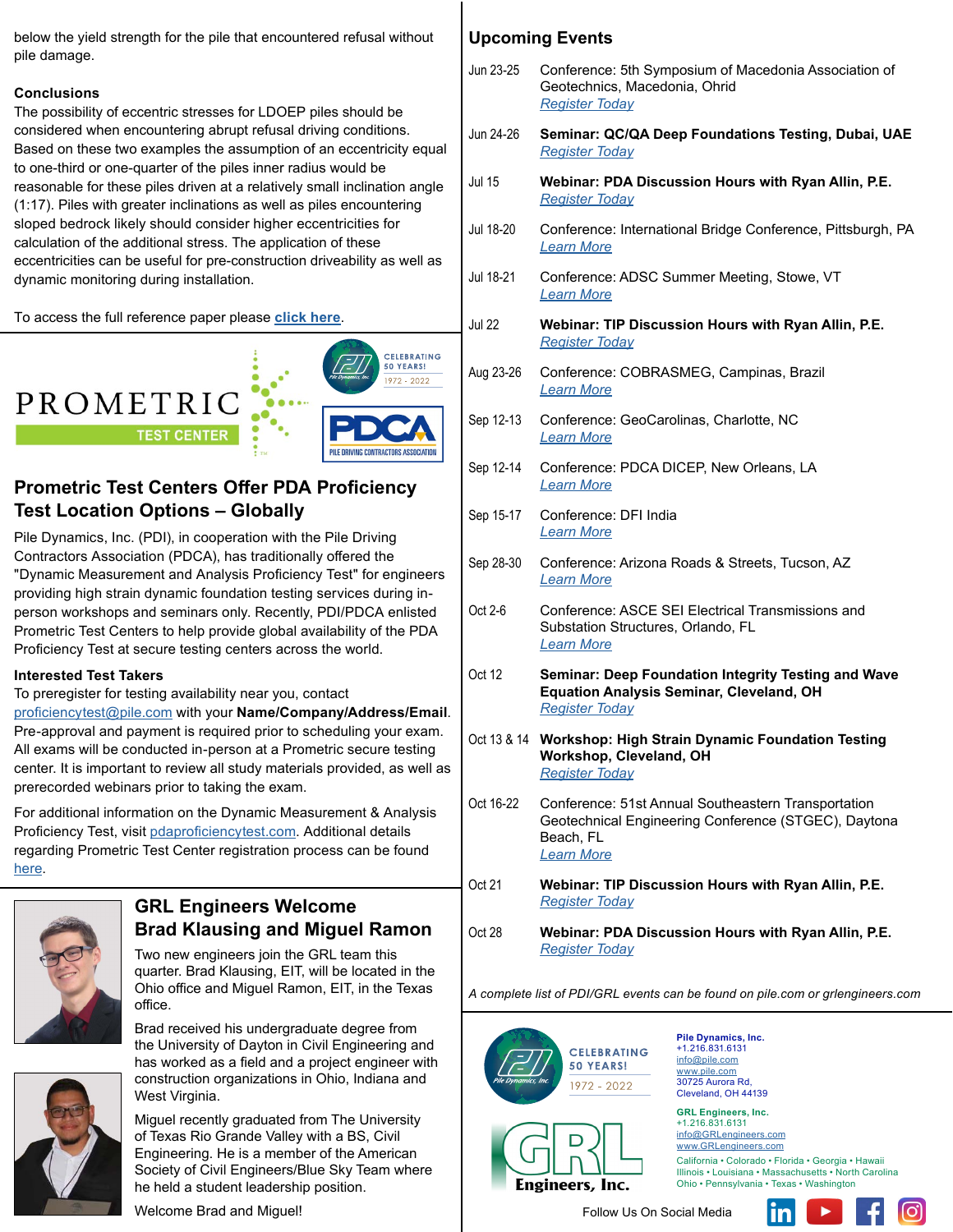below the yield strength for the pile that encountered refusal without pile damage.

### Conclusions

The possibility of eccentric stresses for LDOEP piles should be considered when encountering abrupt refusal driving conditions. Based on these two examples the assumption of an eccentricity equal to one-third or one-quarter of the piles inner radius would be reasonable for these piles driven at a relatively small inclination angle (1:17). Piles with greater inclinations as well as piles encountering sloped bedrock likely should consider higher eccentricities for calculation of the additional stress. The application of these eccentricities can be useful for pre-construction driveability as well as dynamic monitoring during installation.

To access the full reference paper please **click here**.

## Prometric Test Centers Offer PDA Proficiency Test Location Options – Globally

Pile Dynamics, Inc. (PDI), in cooperation with the Pile Driving Contractors Association (PDCA), has traditionally offered the "Dynamic Measurement and Analysis Proficiency Test" for engineers providing high strain dynamic foundation testing services during in-person workshops and seminars only. Recently, PDI/PDCA enlisted Prometric Test Centers to help provide global availability of the PDA Proficiency Test at secure testing centers across the world.

### Interested Test Takers

To preregister for testing availability near you, contact proficiencytest@pile.com with your **Name/Company/Address/Email**. Pre-approval and payment is required prior to scheduling your exam. All exams will be conducted in-person at a Prometric secure testing center. It is important to review all study materials provided, as well as prerecorded webinars prior to taking the exam.

For additional information on the Dynamic Measurement & Analysis Proficiency Test, visit pdaproficiencytest.com. Additional details regarding Prometric Test Center registration process can be found here.

## GRL Engineers Welcome Brad Klausing and Miguel Ramon

Two new engineers join the GRL team this quarter. Brad Klausing, EIT, will be located in the Ohio office and Miguel Ramon, EIT, in the Texas office.

Brad received his undergraduate degree from the University of Dayton in Civil Engineering and has worked as a field and a project engineer with construction organizations in Ohio, Indiana and West Virginia.

Miguel recently graduated from The University of Texas Rio Grande Valley with a BS, Civil Engineering. He is a member of the American Society of Civil Engineers/Blue Sky Team where he held a student leadership position.

Welcome Brad and Miguel!

## Upcoming Events

Jun 23-25 — Conference: 5th Symposium of Macedonia Association of Geotechnics, Macedonia, Ohrid
*Register Today*

Jun 24-26 — **Seminar: QC/QA Deep Foundations Testing, Dubai, UAE**
*Register Today*

Jul 15 — **Webinar: PDA Discussion Hours with Ryan Allin, P.E.**
*Register Today*

Jul 18-20 — Conference: International Bridge Conference, Pittsburgh, PA
*Learn More*

Jul 18-21 — Conference: ADSC Summer Meeting, Stowe, VT
*Learn More*

Jul 22 — **Webinar: TIP Discussion Hours with Ryan Allin, P.E.**
*Register Today*

Aug 23-26 — Conference: COBRAMSEG, Campinas, Brazil
*Learn More*

Sep 12-13 — Conference: GeoCarolinas, Charlotte, NC
*Learn More*

Sep 12-14 — Conference: PDCA DICEP, New Orleans, LA
*Learn More*

Sep 15-17 — Conference: DFI India
*Learn More*

Sep 28-30 — Conference: Arizona Roads & Streets, Tucson, AZ
*Learn More*

Oct 2-6 — Conference: ASCE SEI Electrical Transmissions and Substation Structures, Orlando, FL
*Learn More*

Oct 12 — **Seminar: Deep Foundation Integrity Testing and Wave Equation Analysis Seminar, Cleveland, OH**
*Register Today*

Oct 13 & 14 — **Workshop: High Strain Dynamic Foundation Testing Workshop, Cleveland, OH**
*Register Today*

Oct 16-22 — Conference: 51st Annual Southeastern Transportation Geotechnical Engineering Conference (STGEC), Daytona Beach, FL
*Learn More*

Oct 21 — **Webinar: TIP Discussion Hours with Ryan Allin, P.E.**
*Register Today*

Oct 28 — **Webinar: PDA Discussion Hours with Ryan Allin, P.E.**
*Register Today*

*A complete list of PDI/GRL events can be found on pile.com or grlengineers.com*

**Pile Dynamics, Inc.**
+1.216.831.6131
info@pile.com
www.pile.com
30725 Aurora Rd,
Cleveland, OH 44139

**GRL Engineers, Inc.**
+1.216.831.6131
info@GRLengineers.com
www.GRLengineers.com
California • Colorado • Florida • Georgia • Hawaii
Illinois • Louisiana • Massachusetts • North Carolina
Ohio • Pennsylvania • Texas • Washington

Follow Us On Social Media